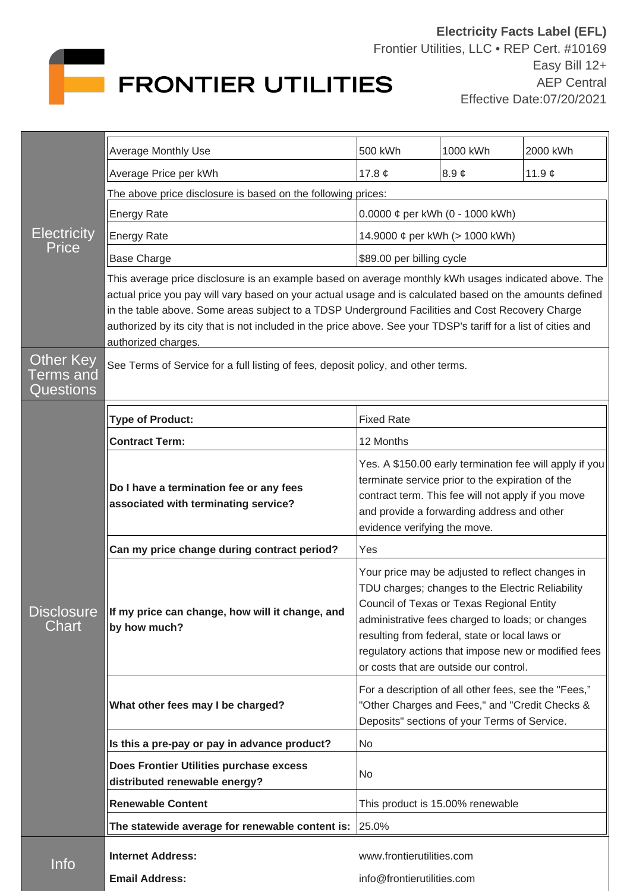# Electricity Facts Label (EFL)

Frontier Utilities, LLC • REP Cert. #10169
Easy Bill 12+
AEP Central
Effective Date:07/20/2021

FRONTIER UTILITIES

## Electricity Price

| Average Monthly Use | 500 kWh | 1000 kWh | 2000 kWh |
|---|---|---|---|
| Average Price per kWh | 17.8 ¢ | 8.9 ¢ | 11.9 ¢ |

The above price disclosure is based on the following prices:

| | |
|---|---|
| Energy Rate | 0.0000 ¢ per kWh (0 - 1000 kWh) |
| Energy Rate | 14.9000 ¢ per kWh (> 1000 kWh) |
| Base Charge | $89.00 per billing cycle |

This average price disclosure is an example based on average monthly kWh usages indicated above. The actual price you pay will vary based on your actual usage and is calculated based on the amounts defined in the table above. Some areas subject to a TDSP Underground Facilities and Cost Recovery Charge authorized by its city that is not included in the price above. See your TDSP's tariff for a list of cities and authorized charges.

## Other Key Terms and Questions

See Terms of Service for a full listing of fees, deposit policy, and other terms.

## Disclosure Chart

| | |
|---|---|
| **Type of Product:** | Fixed Rate |
| **Contract Term:** | 12 Months |
| **Do I have a termination fee or any fees associated with terminating service?** | Yes. A $150.00 early termination fee will apply if you terminate service prior to the expiration of the contract term. This fee will not apply if you move and provide a forwarding address and other evidence verifying the move. |
| **Can my price change during contract period?** | Yes |
| **If my price can change, how will it change, and by how much?** | Your price may be adjusted to reflect changes in TDU charges; changes to the Electric Reliability Council of Texas or Texas Regional Entity administrative fees charged to loads; or changes resulting from federal, state or local laws or regulatory actions that impose new or modified fees or costs that are outside our control. |
| **What other fees may I be charged?** | For a description of all other fees, see the "Fees," "Other Charges and Fees," and "Credit Checks & Deposits" sections of your Terms of Service. |
| **Is this a pre-pay or pay in advance product?** | No |
| **Does Frontier Utilities purchase excess distributed renewable energy?** | No |
| **Renewable Content** | This product is 15.00% renewable |
| **The statewide average for renewable content is:** | 25.0% |

## Info

| | |
|---|---|
| **Internet Address:** | www.frontierutilities.com |
| **Email Address:** | info@frontierutilities.com |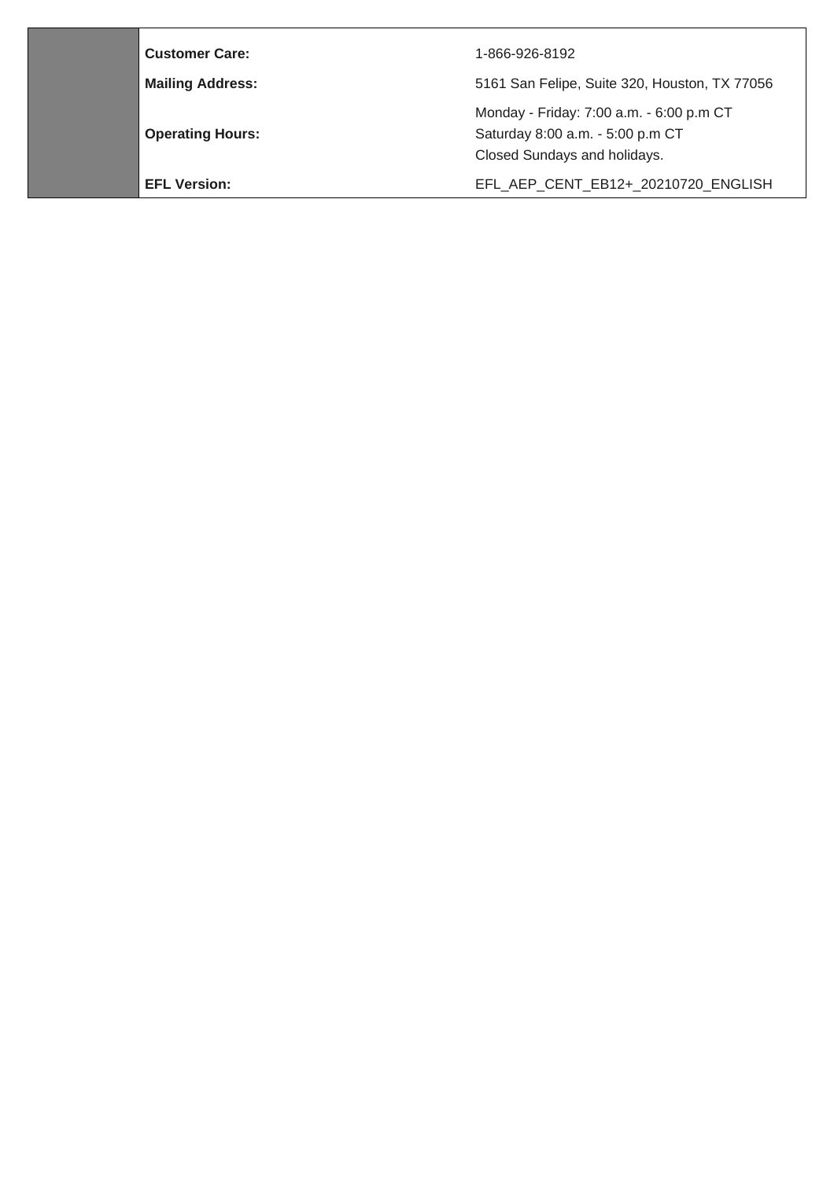| | | |
|---|---|---|
| | **Customer Care:** | 1-866-926-8192 |
| | **Mailing Address:** | 5161 San Felipe, Suite 320, Houston, TX 77056 |
| | **Operating Hours:** | Monday - Friday: 7:00 a.m. - 6:00 p.m CT<br>Saturday 8:00 a.m. - 5:00 p.m CT<br>Closed Sundays and holidays. |
| | **EFL Version:** | EFL_AEP_CENT_EB12+_20210720_ENGLISH |